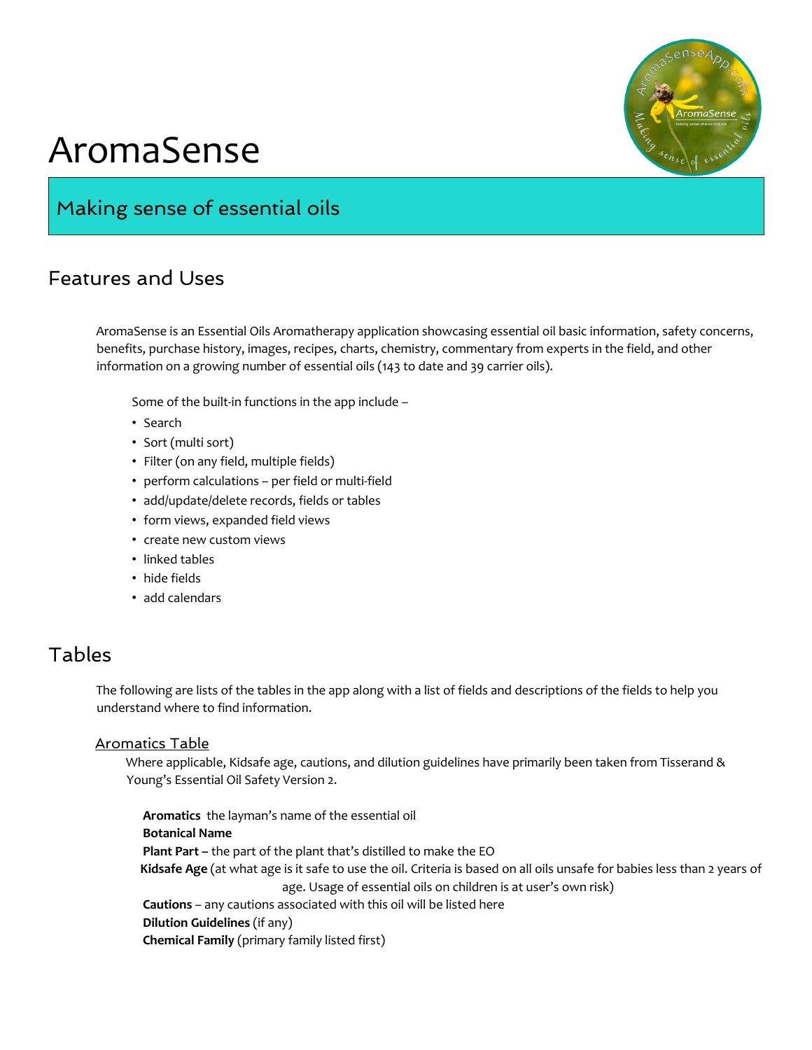# AromaSense

## Making sense of essential oils

## Features and Uses

AromaSense is an Essential Oils Aromatherapy application showcasing essential oil basic information, safety concerns, benefits, purchase history, images, recipes, charts, chemistry, commentary from experts in the field, and other information on a growing number of essential oils (143 to date and 39 carrier oils).

Some of the built-in functions in the app include –

- Search
- Sort (multi sort)
- Filter (on any field, multiple fields)
- perform calculations – per field or multi-field
- add/update/delete records, fields or tables
- form views, expanded field views
- create new custom views
- linked tables
- hide fields
- add calendars

## Tables

The following are lists of the tables in the app along with a list of fields and descriptions of the fields to help you understand where to find information.

### Aromatics Table

Where applicable, Kidsafe age, cautions, and dilution guidelines have primarily been taken from Tisserand & Young's Essential Oil Safety Version 2.

**Aromatics** the layman's name of the essential oil
**Botanical Name**
**Plant Part –** the part of the plant that's distilled to make the EO
**Kidsafe Age** (at what age is it safe to use the oil. Criteria is based on all oils unsafe for babies less than 2 years of age. Usage of essential oils on children is at user's own risk)
**Cautions** – any cautions associated with this oil will be listed here
**Dilution Guidelines** (if any)
**Chemical Family** (primary family listed first)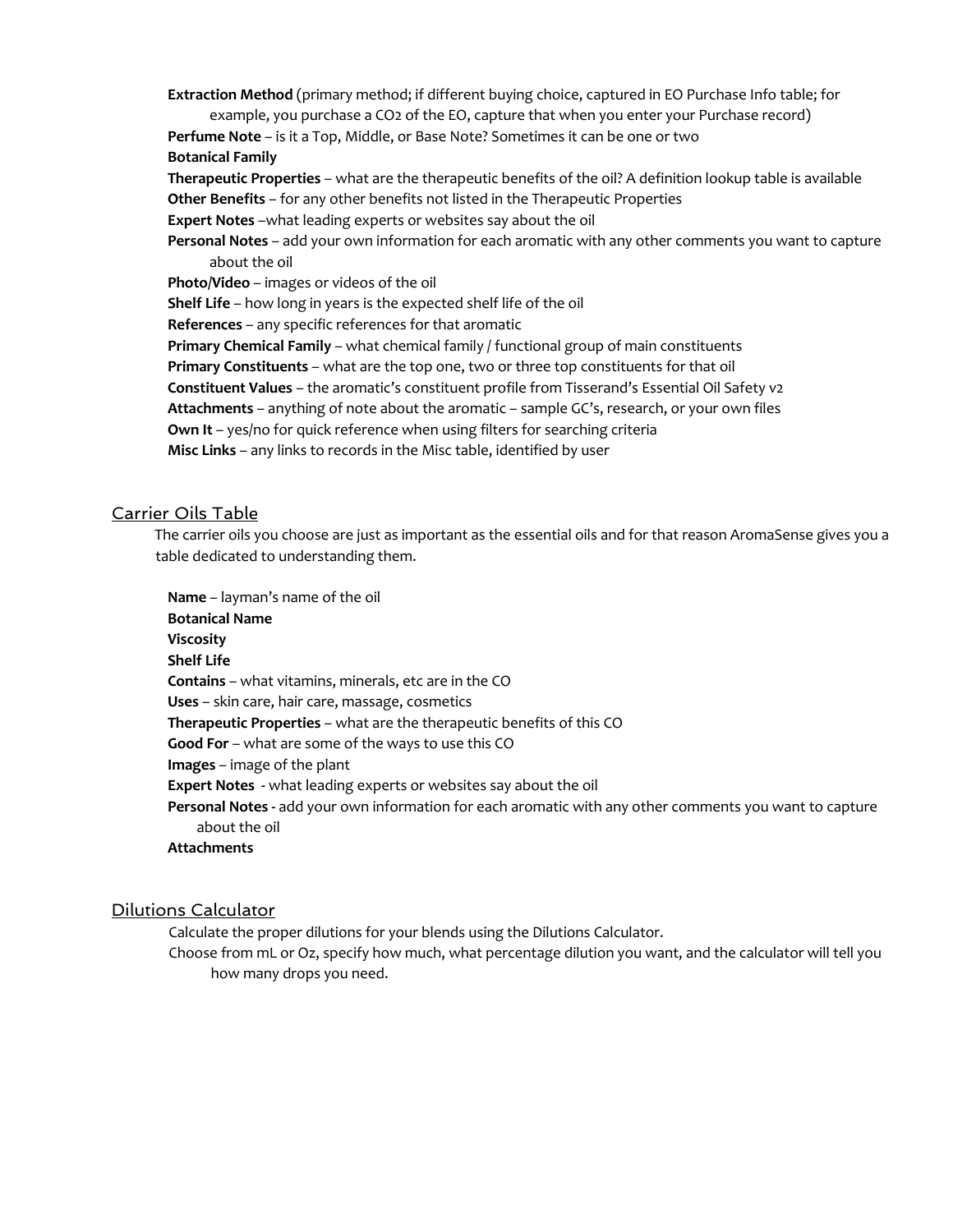**Extraction Method** (primary method; if different buying choice, captured in EO Purchase Info table; for example, you purchase a $CO_2$ of the EO, capture that when you enter your Purchase record)
**Perfume Note** – is it a Top, Middle, or Base Note? Sometimes it can be one or two
**Botanical Family**
**Therapeutic Properties** – what are the therapeutic benefits of the oil? A definition lookup table is available
**Other Benefits** – for any other benefits not listed in the Therapeutic Properties
**Expert Notes** –what leading experts or websites say about the oil
**Personal Notes** – add your own information for each aromatic with any other comments you want to capture about the oil
**Photo/Video** – images or videos of the oil
**Shelf Life** – how long in years is the expected shelf life of the oil
**References** – any specific references for that aromatic
**Primary Chemical Family** – what chemical family / functional group of main constituents
**Primary Constituents** – what are the top one, two or three top constituents for that oil
**Constituent Values** – the aromatic's constituent profile from Tisserand's Essential Oil Safety v2
**Attachments** – anything of note about the aromatic – sample GC's, research, or your own files
**Own It** – yes/no for quick reference when using filters for searching criteria
**Misc Links** – any links to records in the Misc table, identified by user

## Carrier Oils Table

The carrier oils you choose are just as important as the essential oils and for that reason AromaSense gives you a table dedicated to understanding them.

**Name** – layman's name of the oil
**Botanical Name**
**Viscosity**
**Shelf Life**
**Contains** – what vitamins, minerals, etc are in the CO
**Uses** – skin care, hair care, massage, cosmetics
**Therapeutic Properties** – what are the therapeutic benefits of this CO
**Good For** – what are some of the ways to use this CO
**Images** – image of the plant
**Expert Notes** - what leading experts or websites say about the oil
**Personal Notes** - add your own information for each aromatic with any other comments you want to capture about the oil
**Attachments**

## Dilutions Calculator

Calculate the proper dilutions for your blends using the Dilutions Calculator.
Choose from mL or Oz, specify how much, what percentage dilution you want, and the calculator will tell you how many drops you need.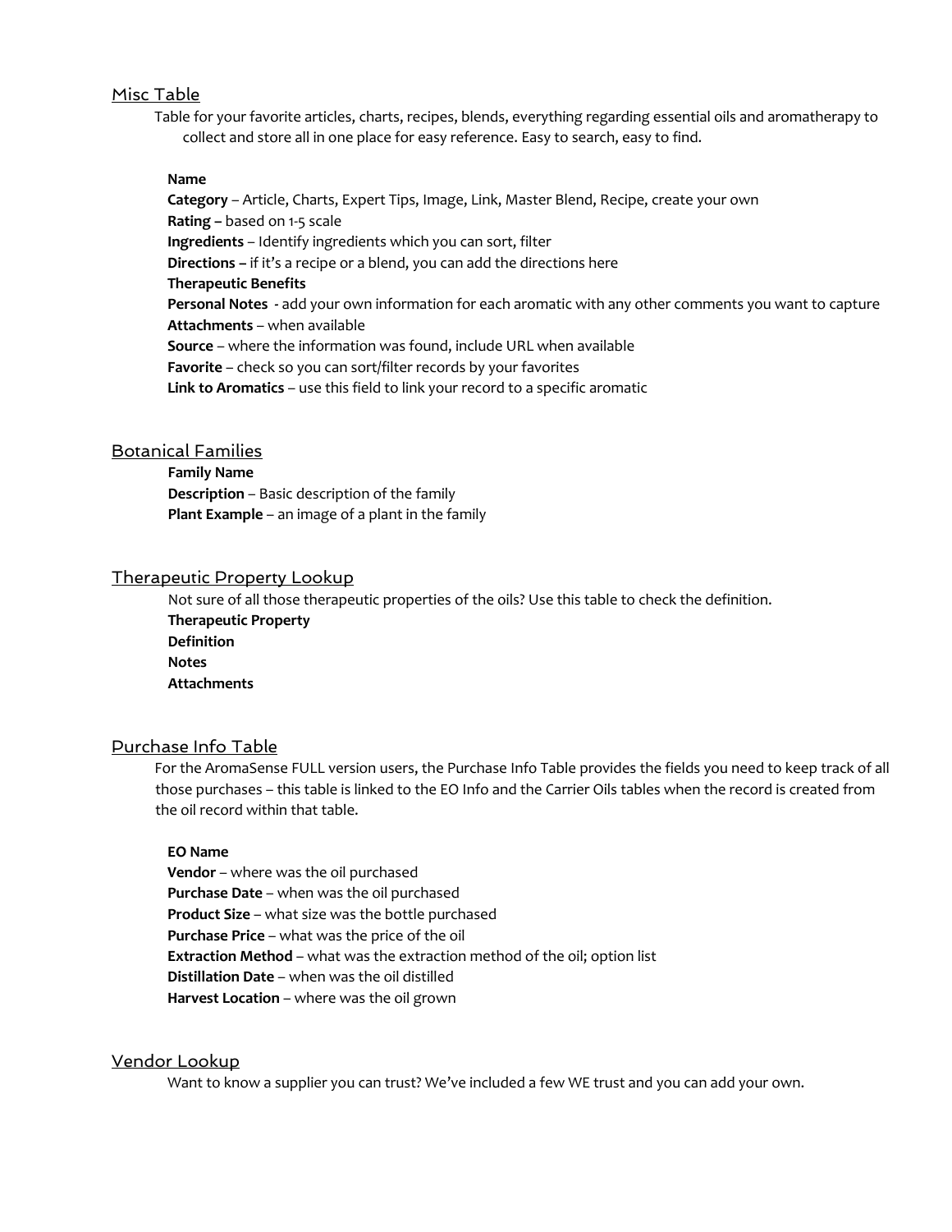## Misc Table

Table for your favorite articles, charts, recipes, blends, everything regarding essential oils and aromatherapy to collect and store all in one place for easy reference. Easy to search, easy to find.

**Name**
**Category** – Article, Charts, Expert Tips, Image, Link, Master Blend, Recipe, create your own
**Rating –** based on 1-5 scale
**Ingredients** – Identify ingredients which you can sort, filter
**Directions –** if it's a recipe or a blend, you can add the directions here
**Therapeutic Benefits**
**Personal Notes** - add your own information for each aromatic with any other comments you want to capture
**Attachments** – when available
**Source** – where the information was found, include URL when available
**Favorite** – check so you can sort/filter records by your favorites
**Link to Aromatics** – use this field to link your record to a specific aromatic

## Botanical Families

**Family Name**
**Description** – Basic description of the family
**Plant Example** – an image of a plant in the family

## Therapeutic Property Lookup

Not sure of all those therapeutic properties of the oils? Use this table to check the definition.
**Therapeutic Property**
**Definition**
**Notes**
**Attachments**

## Purchase Info Table

For the AromaSense FULL version users, the Purchase Info Table provides the fields you need to keep track of all those purchases – this table is linked to the EO Info and the Carrier Oils tables when the record is created from the oil record within that table.

**EO Name**
**Vendor** – where was the oil purchased
**Purchase Date** – when was the oil purchased
**Product Size** – what size was the bottle purchased
**Purchase Price** – what was the price of the oil
**Extraction Method** – what was the extraction method of the oil; option list
**Distillation Date** – when was the oil distilled
**Harvest Location** – where was the oil grown

## Vendor Lookup

Want to know a supplier you can trust? We've included a few WE trust and you can add your own.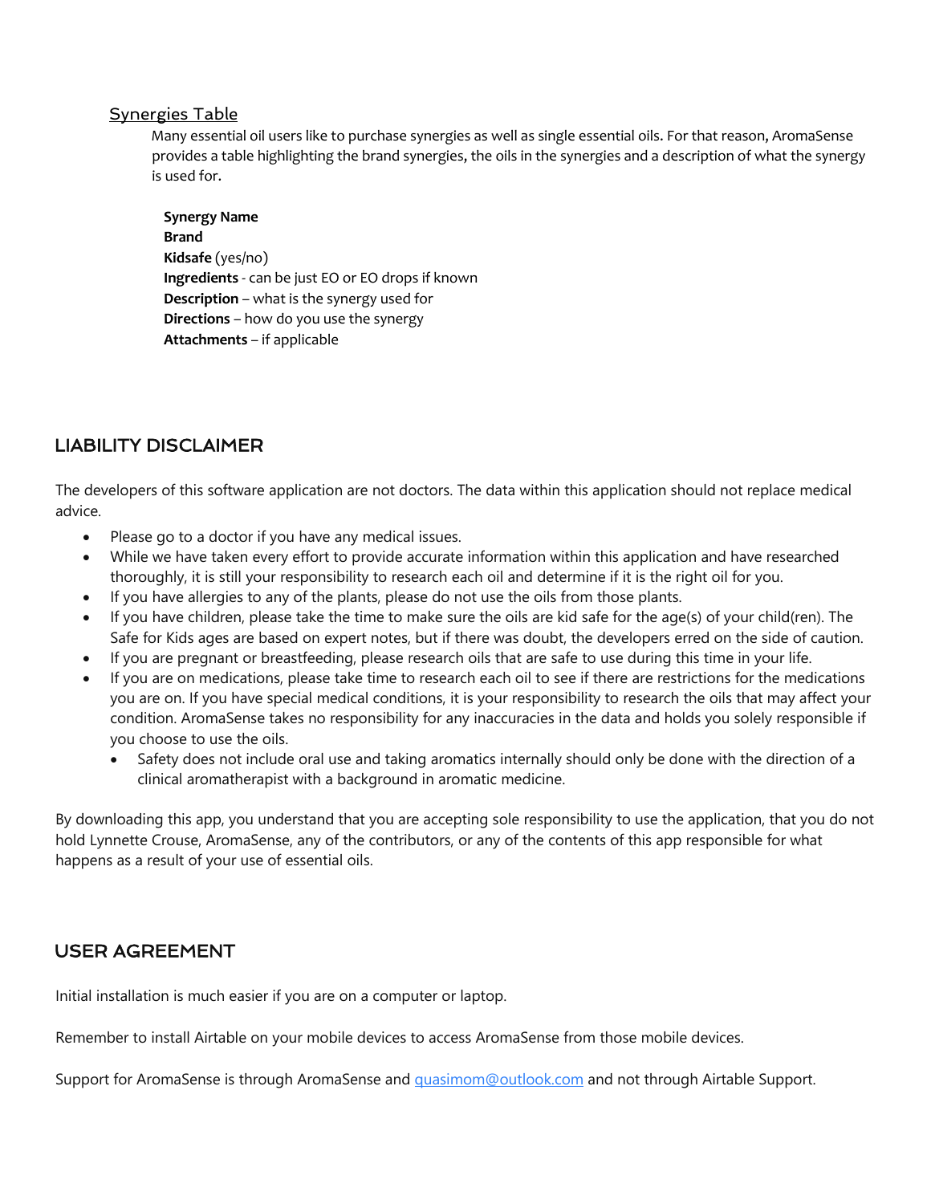### Synergies Table

Many essential oil users like to purchase synergies as well as single essential oils. For that reason, AromaSense provides a table highlighting the brand synergies, the oils in the synergies and a description of what the synergy is used for.

**Synergy Name**
**Brand**
**Kidsafe** (yes/no)
**Ingredients** - can be just EO or EO drops if known
**Description** – what is the synergy used for
**Directions** – how do you use the synergy
**Attachments** – if applicable

## LIABILITY DISCLAIMER

The developers of this software application are not doctors. The data within this application should not replace medical advice.

- Please go to a doctor if you have any medical issues.
- While we have taken every effort to provide accurate information within this application and have researched thoroughly, it is still your responsibility to research each oil and determine if it is the right oil for you.
- If you have allergies to any of the plants, please do not use the oils from those plants.
- If you have children, please take the time to make sure the oils are kid safe for the age(s) of your child(ren). The Safe for Kids ages are based on expert notes, but if there was doubt, the developers erred on the side of caution.
- If you are pregnant or breastfeeding, please research oils that are safe to use during this time in your life.
- If you are on medications, please take time to research each oil to see if there are restrictions for the medications you are on. If you have special medical conditions, it is your responsibility to research the oils that may affect your condition. AromaSense takes no responsibility for any inaccuracies in the data and holds you solely responsible if you choose to use the oils.
  - Safety does not include oral use and taking aromatics internally should only be done with the direction of a clinical aromatherapist with a background in aromatic medicine.

By downloading this app, you understand that you are accepting sole responsibility to use the application, that you do not hold Lynnette Crouse, AromaSense, any of the contributors, or any of the contents of this app responsible for what happens as a result of your use of essential oils.

## USER AGREEMENT

Initial installation is much easier if you are on a computer or laptop.

Remember to install Airtable on your mobile devices to access AromaSense from those mobile devices.

Support for AromaSense is through AromaSense and [quasimom@outlook.com](mailto:quasimom@outlook.com) and not through Airtable Support.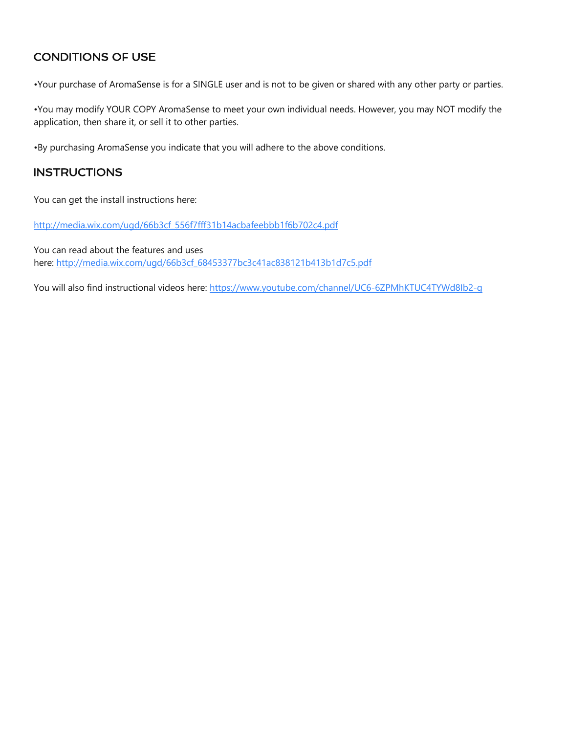## CONDITIONS OF USE

•Your purchase of AromaSense is for a SINGLE user and is not to be given or shared with any other party or parties.

•You may modify YOUR COPY AromaSense to meet your own individual needs. However, you may NOT modify the application, then share it, or sell it to other parties.

•By purchasing AromaSense you indicate that you will adhere to the above conditions.

## INSTRUCTIONS

You can get the install instructions here:

http://media.wix.com/ugd/66b3cf_556f7fff31b14acbafeebbb1f6b702c4.pdf

You can read about the features and uses here: http://media.wix.com/ugd/66b3cf_68453377bc3c41ac838121b413b1d7c5.pdf

You will also find instructional videos here: https://www.youtube.com/channel/UC6-6ZPMhKTUC4TYWd8Ib2-g